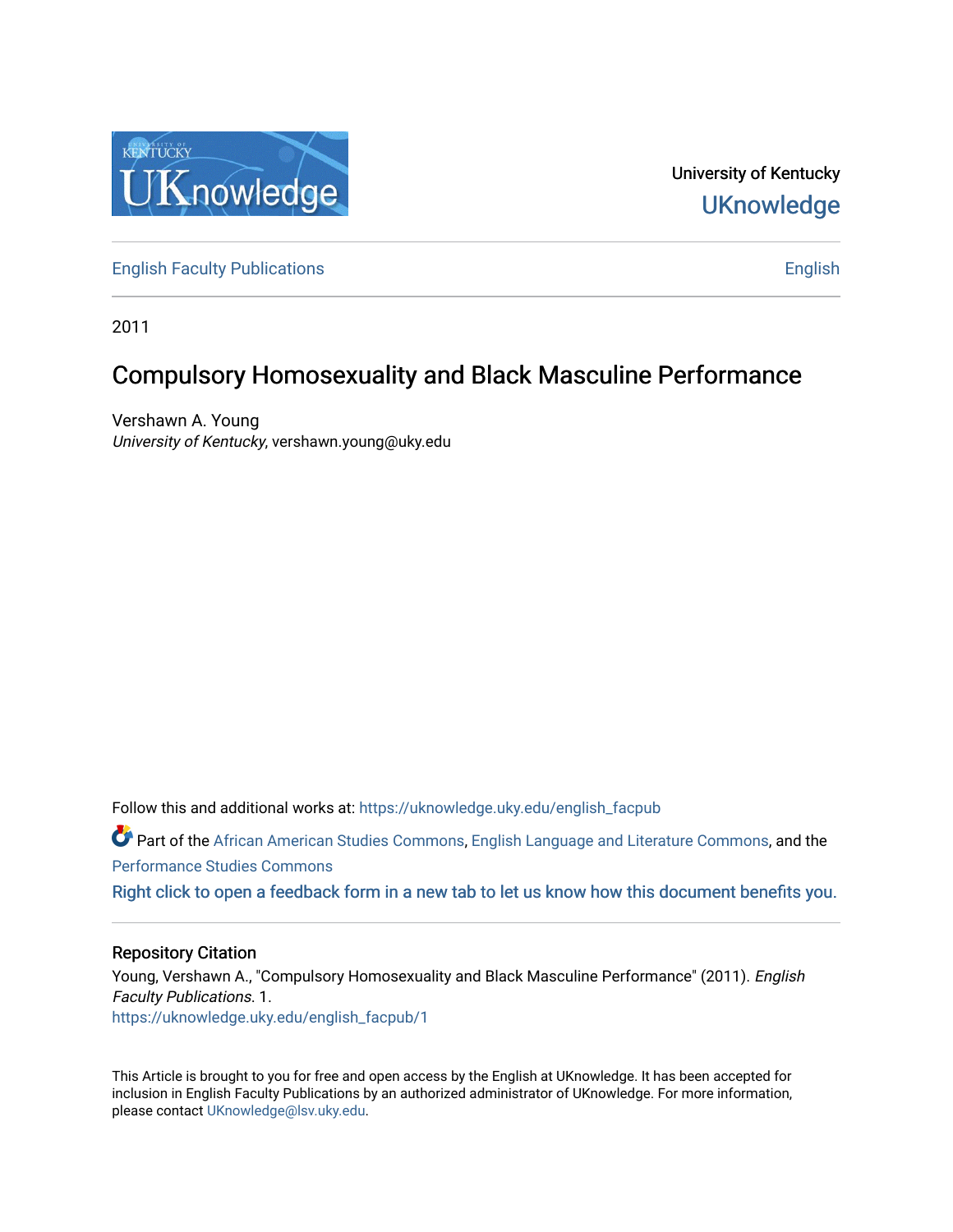University of Kentucky

UKnowledge

English Faculty Publications | English

2011

# Compulsory Homosexuality and Black Masculine Performance

Vershawn A. Young
*University of Kentucky*, vershawn.young@uky.edu

Follow this and additional works at: https://uknowledge.uky.edu/english_facpub

Part of the African American Studies Commons, English Language and Literature Commons, and the Performance Studies Commons

Right click to open a feedback form in a new tab to let us know how this document benefits you.

## Repository Citation

Young, Vershawn A., "Compulsory Homosexuality and Black Masculine Performance" (2011). *English Faculty Publications*. 1.
https://uknowledge.uky.edu/english_facpub/1

This Article is brought to you for free and open access by the English at UKnowledge. It has been accepted for inclusion in English Faculty Publications by an authorized administrator of UKnowledge. For more information, please contact UKnowledge@lsv.uky.edu.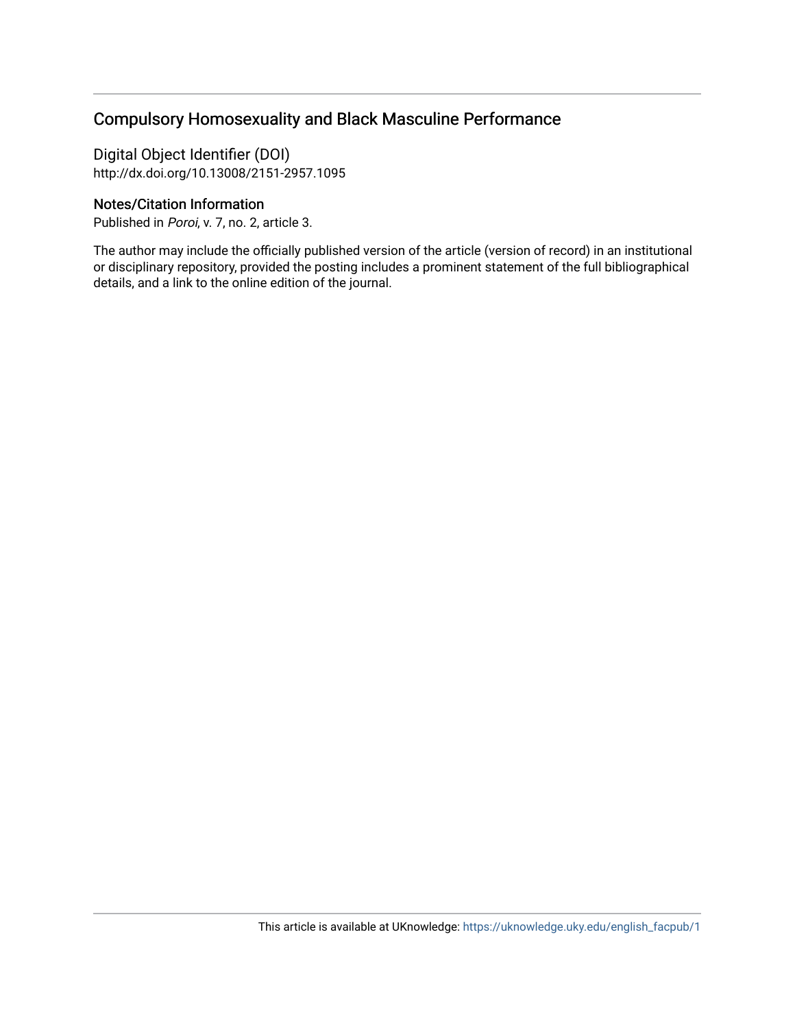## Compulsory Homosexuality and Black Masculine Performance

Digital Object Identifier (DOI)
http://dx.doi.org/10.13008/2151-2957.1095

### Notes/Citation Information

Published in *Poroi*, v. 7, no. 2, article 3.

The author may include the officially published version of the article (version of record) in an institutional or disciplinary repository, provided the posting includes a prominent statement of the full bibliographical details, and a link to the online edition of the journal.

This article is available at UKnowledge: https://uknowledge.uky.edu/english_facpub/1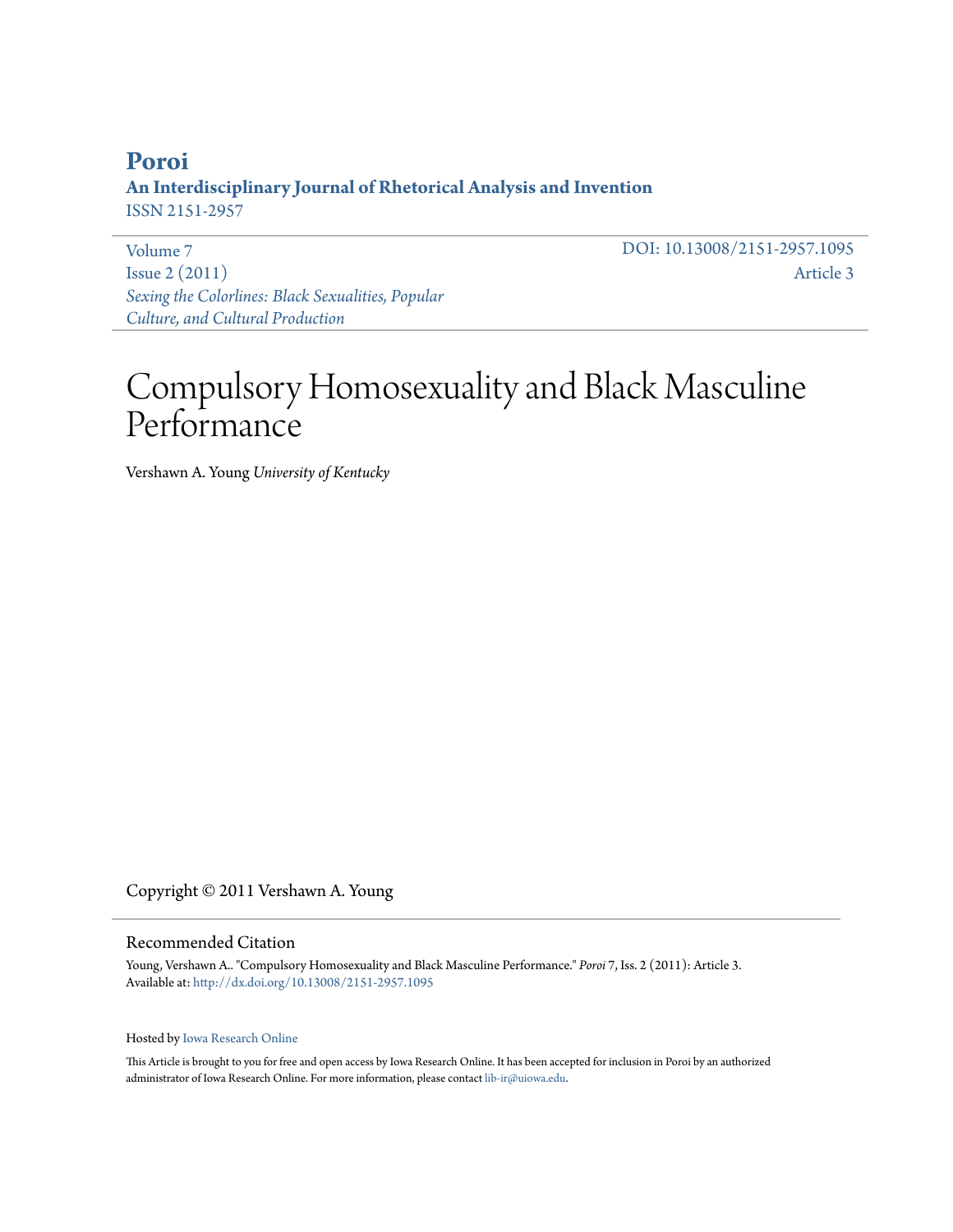# Poroi

## An Interdisciplinary Journal of Rhetorical Analysis and Invention

ISSN 2151-2957

Volume 7
Issue 2 (2011)
*Sexing the Colorlines: Black Sexualities, Popular Culture, and Cultural Production*

DOI: 10.13008/2151-2957.1095
Article 3

# Compulsory Homosexuality and Black Masculine Performance

Vershawn A. Young *University of Kentucky*

Copyright © 2011 Vershawn A. Young

## Recommended Citation

Young, Vershawn A.. "Compulsory Homosexuality and Black Masculine Performance." *Poroi* 7, Iss. 2 (2011): Article 3.
Available at: http://dx.doi.org/10.13008/2151-2957.1095

Hosted by Iowa Research Online

This Article is brought to you for free and open access by Iowa Research Online. It has been accepted for inclusion in Poroi by an authorized administrator of Iowa Research Online. For more information, please contact lib-ir@uiowa.edu.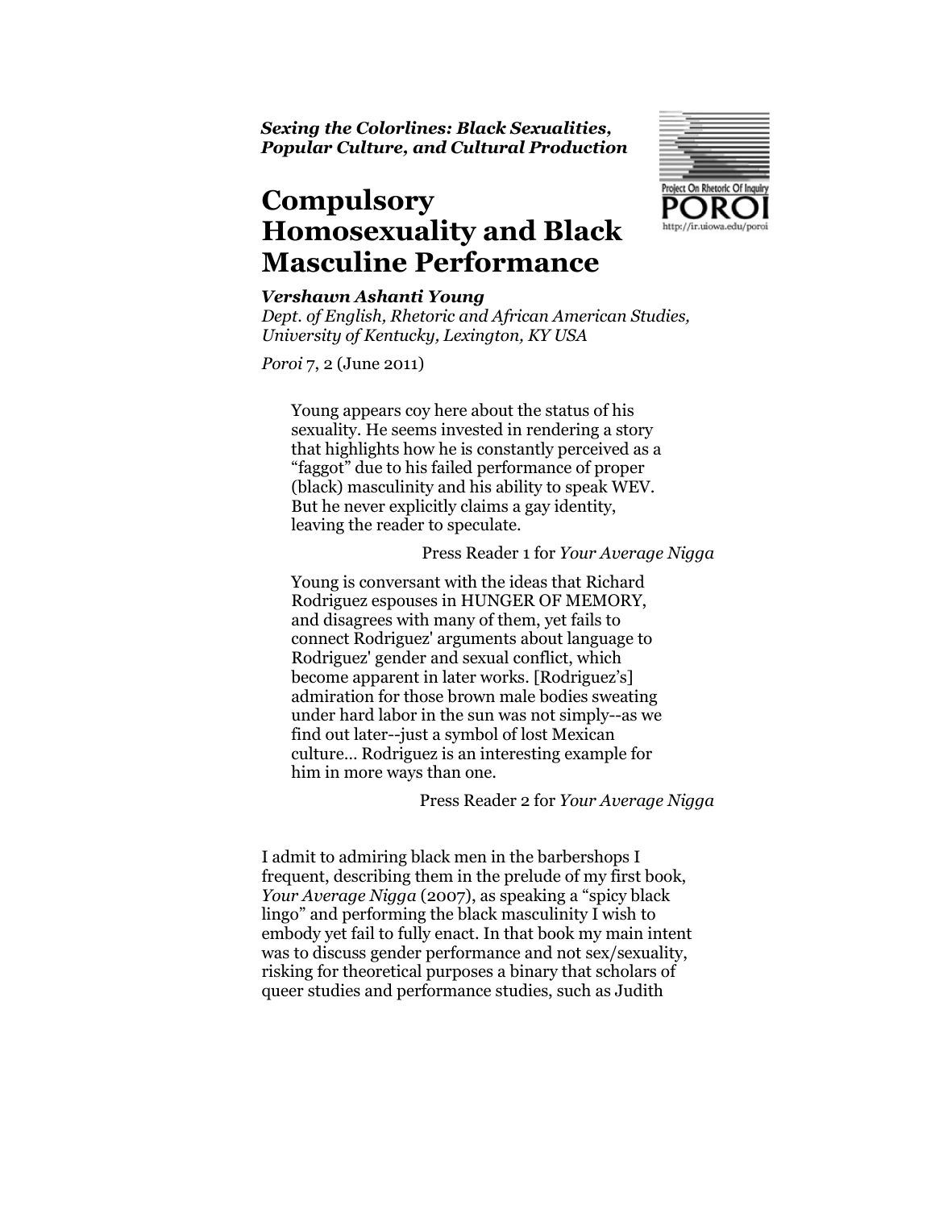*Sexing the Colorlines: Black Sexualities, Popular Culture, and Cultural Production*

# Compulsory Homosexuality and Black Masculine Performance

***Vershawn Ashanti Young***

*Dept. of English, Rhetoric and African American Studies, University of Kentucky, Lexington, KY USA*

*Poroi* 7, 2 (June 2011)

> Young appears coy here about the status of his sexuality. He seems invested in rendering a story that highlights how he is constantly perceived as a "faggot" due to his failed performance of proper (black) masculinity and his ability to speak WEV. But he never explicitly claims a gay identity, leaving the reader to speculate.
>
> Press Reader 1 for *Your Average Nigga*

> Young is conversant with the ideas that Richard Rodriguez espouses in HUNGER OF MEMORY, and disagrees with many of them, yet fails to connect Rodriguez' arguments about language to Rodriguez' gender and sexual conflict, which become apparent in later works. [Rodriguez's] admiration for those brown male bodies sweating under hard labor in the sun was not simply--as we find out later--just a symbol of lost Mexican culture… Rodriguez is an interesting example for him in more ways than one.
>
> Press Reader 2 for *Your Average Nigga*

I admit to admiring black men in the barbershops I frequent, describing them in the prelude of my first book, *Your Average Nigga* (2007), as speaking a "spicy black lingo" and performing the black masculinity I wish to embody yet fail to fully enact. In that book my main intent was to discuss gender performance and not sex/sexuality, risking for theoretical purposes a binary that scholars of queer studies and performance studies, such as Judith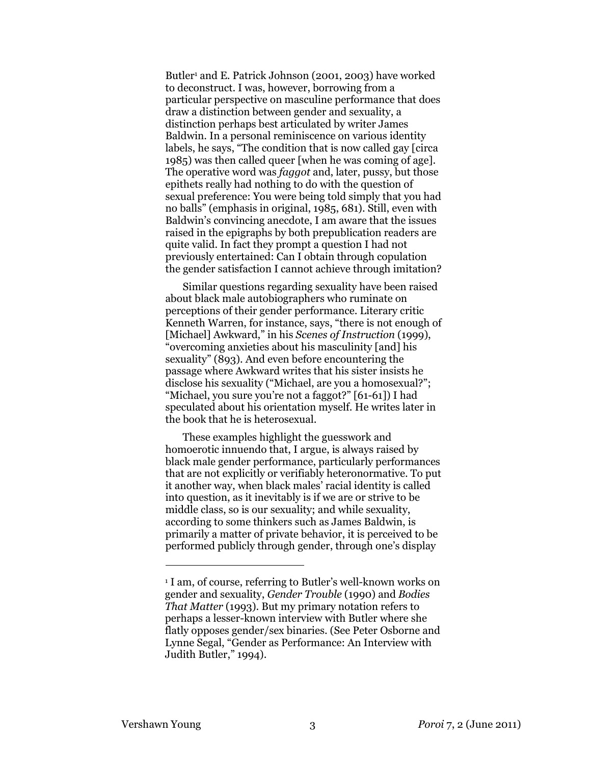Butler[1] and E. Patrick Johnson (2001, 2003) have worked to deconstruct. I was, however, borrowing from a particular perspective on masculine performance that does draw a distinction between gender and sexuality, a distinction perhaps best articulated by writer James Baldwin. In a personal reminiscence on various identity labels, he says, "The condition that is now called gay [circa 1985) was then called queer [when he was coming of age]. The operative word was *faggot* and, later, pussy, but those epithets really had nothing to do with the question of sexual preference: You were being told simply that you had no balls" (emphasis in original, 1985, 681). Still, even with Baldwin's convincing anecdote, I am aware that the issues raised in the epigraphs by both prepublication readers are quite valid. In fact they prompt a question I had not previously entertained: Can I obtain through copulation the gender satisfaction I cannot achieve through imitation?

Similar questions regarding sexuality have been raised about black male autobiographers who ruminate on perceptions of their gender performance. Literary critic Kenneth Warren, for instance, says, "there is not enough of [Michael] Awkward," in his *Scenes of Instruction* (1999), "overcoming anxieties about his masculinity [and] his sexuality" (893). And even before encountering the passage where Awkward writes that his sister insists he disclose his sexuality ("Michael, are you a homosexual?"; "Michael, you sure you're not a faggot?" [61-61]) I had speculated about his orientation myself. He writes later in the book that he is heterosexual.

These examples highlight the guesswork and homoerotic innuendo that, I argue, is always raised by black male gender performance, particularly performances that are not explicitly or verifiably heteronormative. To put it another way, when black males' racial identity is called into question, as it inevitably is if we are or strive to be middle class, so is our sexuality; and while sexuality, according to some thinkers such as James Baldwin, is primarily a matter of private behavior, it is perceived to be performed publicly through gender, through one's display

---

[1] I am, of course, referring to Butler's well-known works on gender and sexuality, *Gender Trouble* (1990) and *Bodies That Matter* (1993). But my primary notation refers to perhaps a lesser-known interview with Butler where she flatly opposes gender/sex binaries. (See Peter Osborne and Lynne Segal, "Gender as Performance: An Interview with Judith Butler," 1994).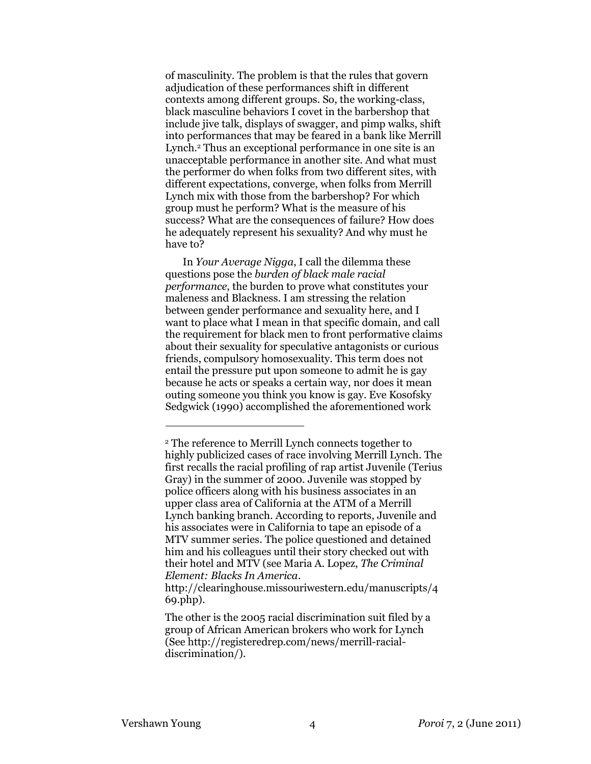of masculinity. The problem is that the rules that govern adjudication of these performances shift in different contexts among different groups. So, the working-class, black masculine behaviors I covet in the barbershop that include jive talk, displays of swagger, and pimp walks, shift into performances that may be feared in a bank like Merrill Lynch.[2] Thus an exceptional performance in one site is an unacceptable performance in another site. And what must the performer do when folks from two different sites, with different expectations, converge, when folks from Merrill Lynch mix with those from the barbershop? For which group must he perform? What is the measure of his success? What are the consequences of failure? How does he adequately represent his sexuality? And why must he have to?

In *Your Average Nigga*, I call the dilemma these questions pose the *burden of black male racial performance*, the burden to prove what constitutes your maleness and Blackness. I am stressing the relation between gender performance and sexuality here, and I want to place what I mean in that specific domain, and call the requirement for black men to front performative claims about their sexuality for speculative antagonists or curious friends, compulsory homosexuality. This term does not entail the pressure put upon someone to admit he is gay because he acts or speaks a certain way, nor does it mean outing someone you think you know is gay. Eve Kosofsky Sedgwick (1990) accomplished the aforementioned work

---

[2] The reference to Merrill Lynch connects together to highly publicized cases of race involving Merrill Lynch. The first recalls the racial profiling of rap artist Juvenile (Terius Gray) in the summer of 2000. Juvenile was stopped by police officers along with his business associates in an upper class area of California at the ATM of a Merrill Lynch banking branch. According to reports, Juvenile and his associates were in California to tape an episode of a MTV summer series. The police questioned and detained him and his colleagues until their story checked out with their hotel and MTV (see Maria A. Lopez, *The Criminal Element: Blacks In America*. http://clearinghouse.missouriwestern.edu/manuscripts/469.php).

The other is the 2005 racial discrimination suit filed by a group of African American brokers who work for Lynch (See http://registeredrep.com/news/merrill-racial-discrimination/).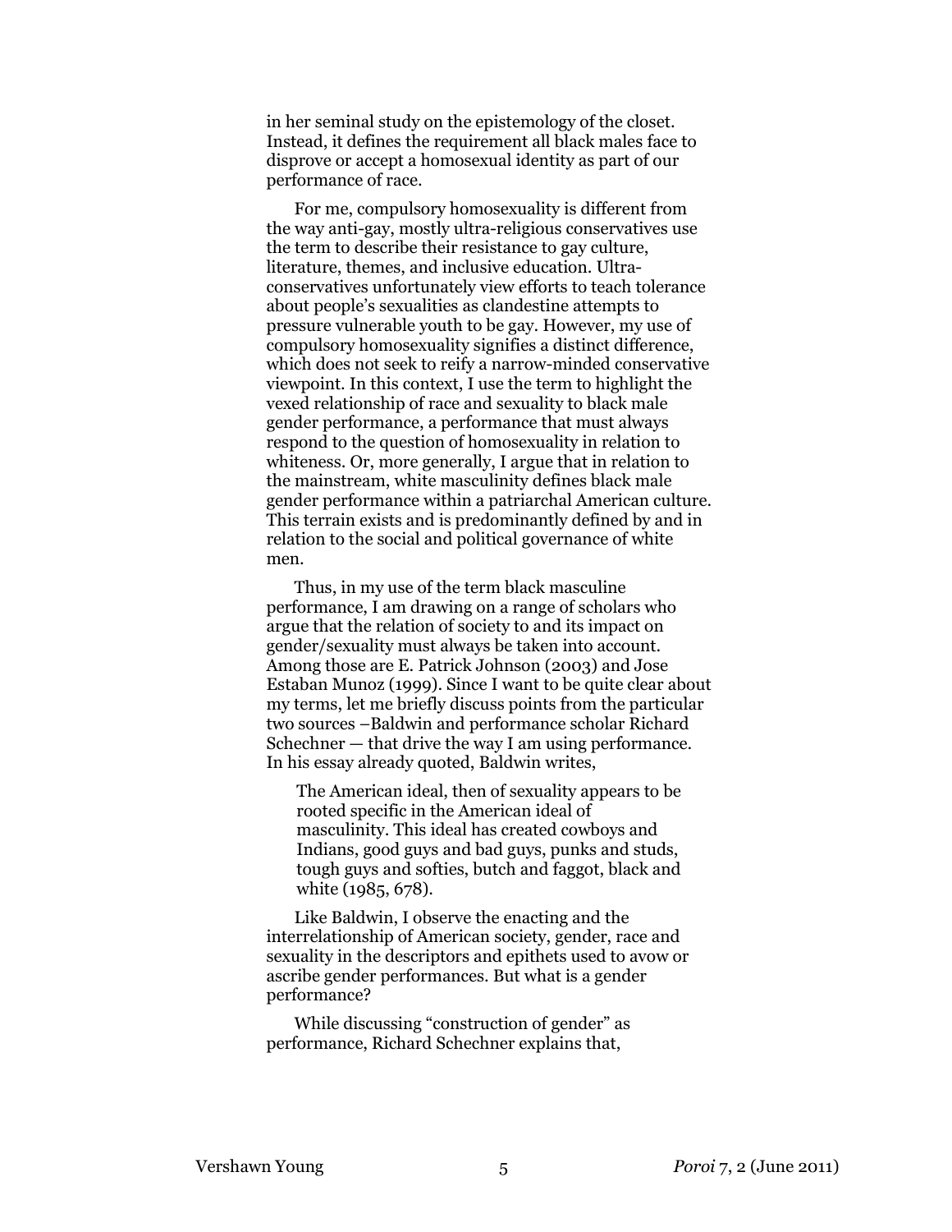in her seminal study on the epistemology of the closet. Instead, it defines the requirement all black males face to disprove or accept a homosexual identity as part of our performance of race.

For me, compulsory homosexuality is different from the way anti-gay, mostly ultra-religious conservatives use the term to describe their resistance to gay culture, literature, themes, and inclusive education. Ultra-conservatives unfortunately view efforts to teach tolerance about people's sexualities as clandestine attempts to pressure vulnerable youth to be gay. However, my use of compulsory homosexuality signifies a distinct difference, which does not seek to reify a narrow-minded conservative viewpoint. In this context, I use the term to highlight the vexed relationship of race and sexuality to black male gender performance, a performance that must always respond to the question of homosexuality in relation to whiteness. Or, more generally, I argue that in relation to the mainstream, white masculinity defines black male gender performance within a patriarchal American culture. This terrain exists and is predominantly defined by and in relation to the social and political governance of white men.

Thus, in my use of the term black masculine performance, I am drawing on a range of scholars who argue that the relation of society to and its impact on gender/sexuality must always be taken into account. Among those are E. Patrick Johnson (2003) and Jose Estaban Munoz (1999). Since I want to be quite clear about my terms, let me briefly discuss points from the particular two sources –Baldwin and performance scholar Richard Schechner — that drive the way I am using performance. In his essay already quoted, Baldwin writes,

> The American ideal, then of sexuality appears to be rooted specific in the American ideal of masculinity. This ideal has created cowboys and Indians, good guys and bad guys, punks and studs, tough guys and softies, butch and faggot, black and white (1985, 678).

Like Baldwin, I observe the enacting and the interrelationship of American society, gender, race and sexuality in the descriptors and epithets used to avow or ascribe gender performances. But what is a gender performance?

While discussing "construction of gender" as performance, Richard Schechner explains that,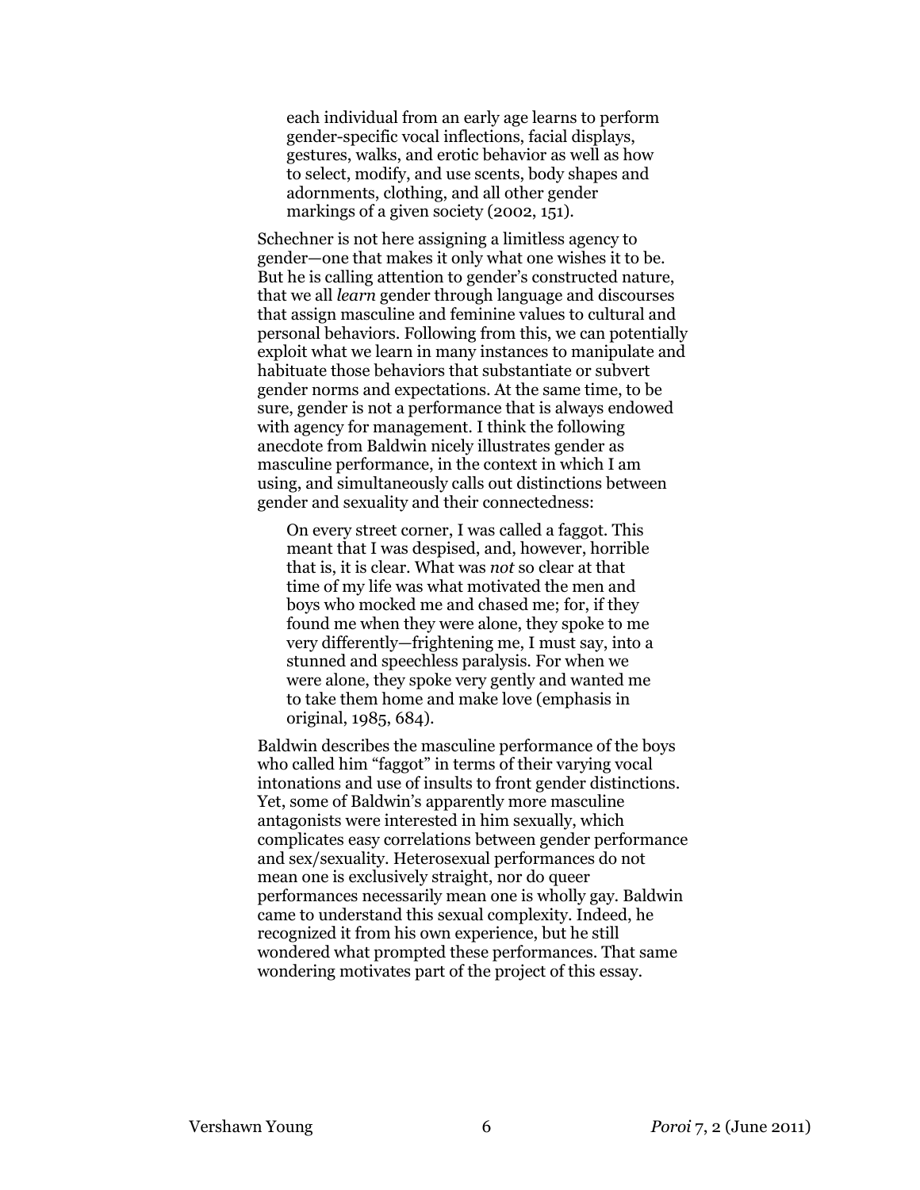> each individual from an early age learns to perform gender-specific vocal inflections, facial displays, gestures, walks, and erotic behavior as well as how to select, modify, and use scents, body shapes and adornments, clothing, and all other gender markings of a given society (2002, 151).

Schechner is not here assigning a limitless agency to gender—one that makes it only what one wishes it to be. But he is calling attention to gender's constructed nature, that we all *learn* gender through language and discourses that assign masculine and feminine values to cultural and personal behaviors. Following from this, we can potentially exploit what we learn in many instances to manipulate and habituate those behaviors that substantiate or subvert gender norms and expectations. At the same time, to be sure, gender is not a performance that is always endowed with agency for management. I think the following anecdote from Baldwin nicely illustrates gender as masculine performance, in the context in which I am using, and simultaneously calls out distinctions between gender and sexuality and their connectedness:

> On every street corner, I was called a faggot. This meant that I was despised, and, however, horrible that is, it is clear. What was *not* so clear at that time of my life was what motivated the men and boys who mocked me and chased me; for, if they found me when they were alone, they spoke to me very differently—frightening me, I must say, into a stunned and speechless paralysis. For when we were alone, they spoke very gently and wanted me to take them home and make love (emphasis in original, 1985, 684).

Baldwin describes the masculine performance of the boys who called him "faggot" in terms of their varying vocal intonations and use of insults to front gender distinctions. Yet, some of Baldwin's apparently more masculine antagonists were interested in him sexually, which complicates easy correlations between gender performance and sex/sexuality. Heterosexual performances do not mean one is exclusively straight, nor do queer performances necessarily mean one is wholly gay. Baldwin came to understand this sexual complexity. Indeed, he recognized it from his own experience, but he still wondered what prompted these performances. That same wondering motivates part of the project of this essay.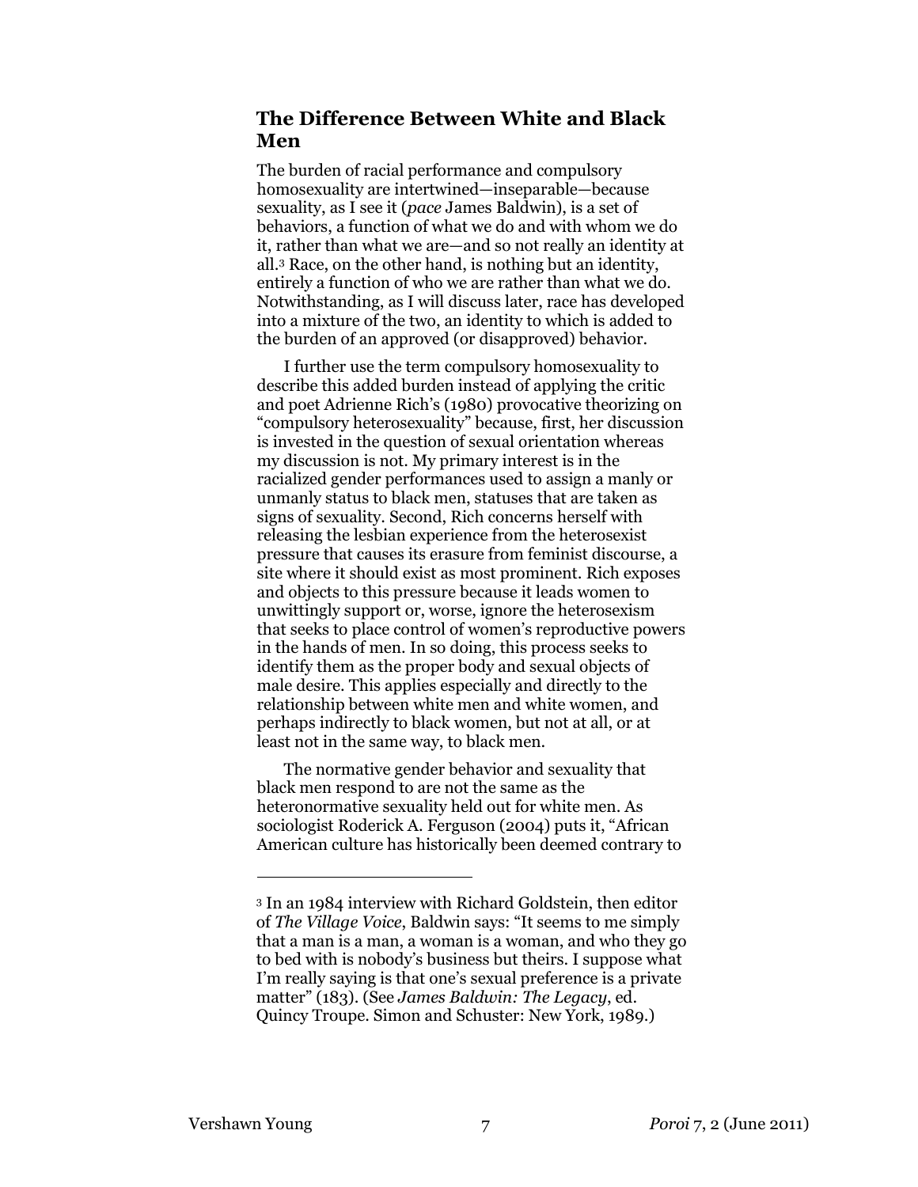## The Difference Between White and Black Men

The burden of racial performance and compulsory homosexuality are intertwined—inseparable—because sexuality, as I see it (*pace* James Baldwin), is a set of behaviors, a function of what we do and with whom we do it, rather than what we are—and so not really an identity at all.[3] Race, on the other hand, is nothing but an identity, entirely a function of who we are rather than what we do. Notwithstanding, as I will discuss later, race has developed into a mixture of the two, an identity to which is added to the burden of an approved (or disapproved) behavior.

I further use the term compulsory homosexuality to describe this added burden instead of applying the critic and poet Adrienne Rich's (1980) provocative theorizing on "compulsory heterosexuality" because, first, her discussion is invested in the question of sexual orientation whereas my discussion is not. My primary interest is in the racialized gender performances used to assign a manly or unmanly status to black men, statuses that are taken as signs of sexuality. Second, Rich concerns herself with releasing the lesbian experience from the heterosexist pressure that causes its erasure from feminist discourse, a site where it should exist as most prominent. Rich exposes and objects to this pressure because it leads women to unwittingly support or, worse, ignore the heterosexism that seeks to place control of women's reproductive powers in the hands of men. In so doing, this process seeks to identify them as the proper body and sexual objects of male desire. This applies especially and directly to the relationship between white men and white women, and perhaps indirectly to black women, but not at all, or at least not in the same way, to black men.

The normative gender behavior and sexuality that black men respond to are not the same as the heteronormative sexuality held out for white men. As sociologist Roderick A. Ferguson (2004) puts it, "African American culture has historically been deemed contrary to

---

[3] In an 1984 interview with Richard Goldstein, then editor of *The Village Voice*, Baldwin says: "It seems to me simply that a man is a man, a woman is a woman, and who they go to bed with is nobody's business but theirs. I suppose what I'm really saying is that one's sexual preference is a private matter" (183). (See *James Baldwin: The Legacy*, ed. Quincy Troupe. Simon and Schuster: New York, 1989.)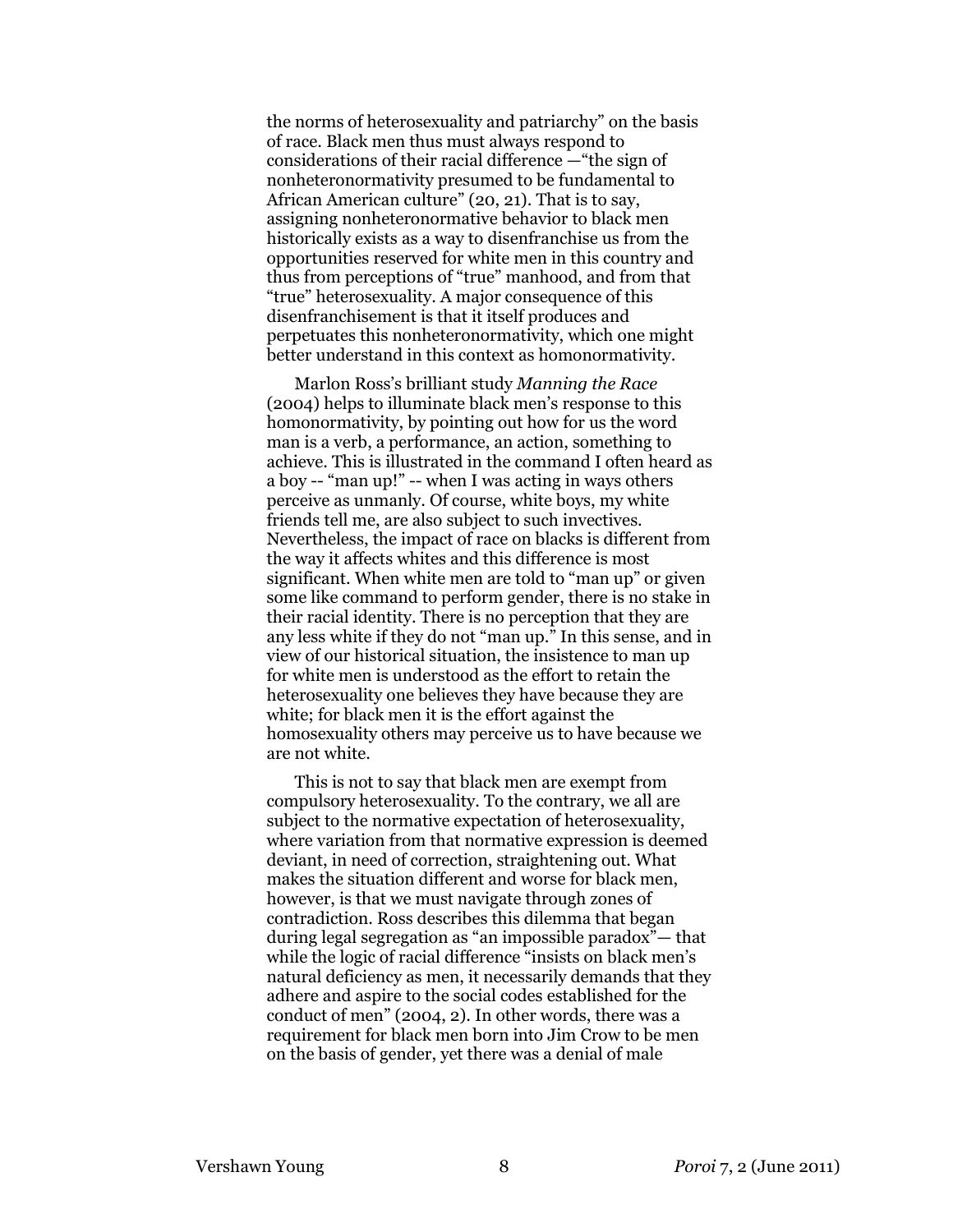the norms of heterosexuality and patriarchy" on the basis of race. Black men thus must always respond to considerations of their racial difference —"the sign of nonheteronormativity presumed to be fundamental to African American culture" (20, 21). That is to say, assigning nonheteronormative behavior to black men historically exists as a way to disenfranchise us from the opportunities reserved for white men in this country and thus from perceptions of "true" manhood, and from that "true" heterosexuality. A major consequence of this disenfranchisement is that it itself produces and perpetuates this nonheteronormativity, which one might better understand in this context as homonormativity.

Marlon Ross's brilliant study *Manning the Race* (2004) helps to illuminate black men's response to this homonormativity, by pointing out how for us the word man is a verb, a performance, an action, something to achieve. This is illustrated in the command I often heard as a boy -- "man up!" -- when I was acting in ways others perceive as unmanly. Of course, white boys, my white friends tell me, are also subject to such invectives. Nevertheless, the impact of race on blacks is different from the way it affects whites and this difference is most significant. When white men are told to "man up" or given some like command to perform gender, there is no stake in their racial identity. There is no perception that they are any less white if they do not "man up." In this sense, and in view of our historical situation, the insistence to man up for white men is understood as the effort to retain the heterosexuality one believes they have because they are white; for black men it is the effort against the homosexuality others may perceive us to have because we are not white.

This is not to say that black men are exempt from compulsory heterosexuality. To the contrary, we all are subject to the normative expectation of heterosexuality, where variation from that normative expression is deemed deviant, in need of correction, straightening out. What makes the situation different and worse for black men, however, is that we must navigate through zones of contradiction. Ross describes this dilemma that began during legal segregation as "an impossible paradox"— that while the logic of racial difference "insists on black men's natural deficiency as men, it necessarily demands that they adhere and aspire to the social codes established for the conduct of men" (2004, 2). In other words, there was a requirement for black men born into Jim Crow to be men on the basis of gender, yet there was a denial of male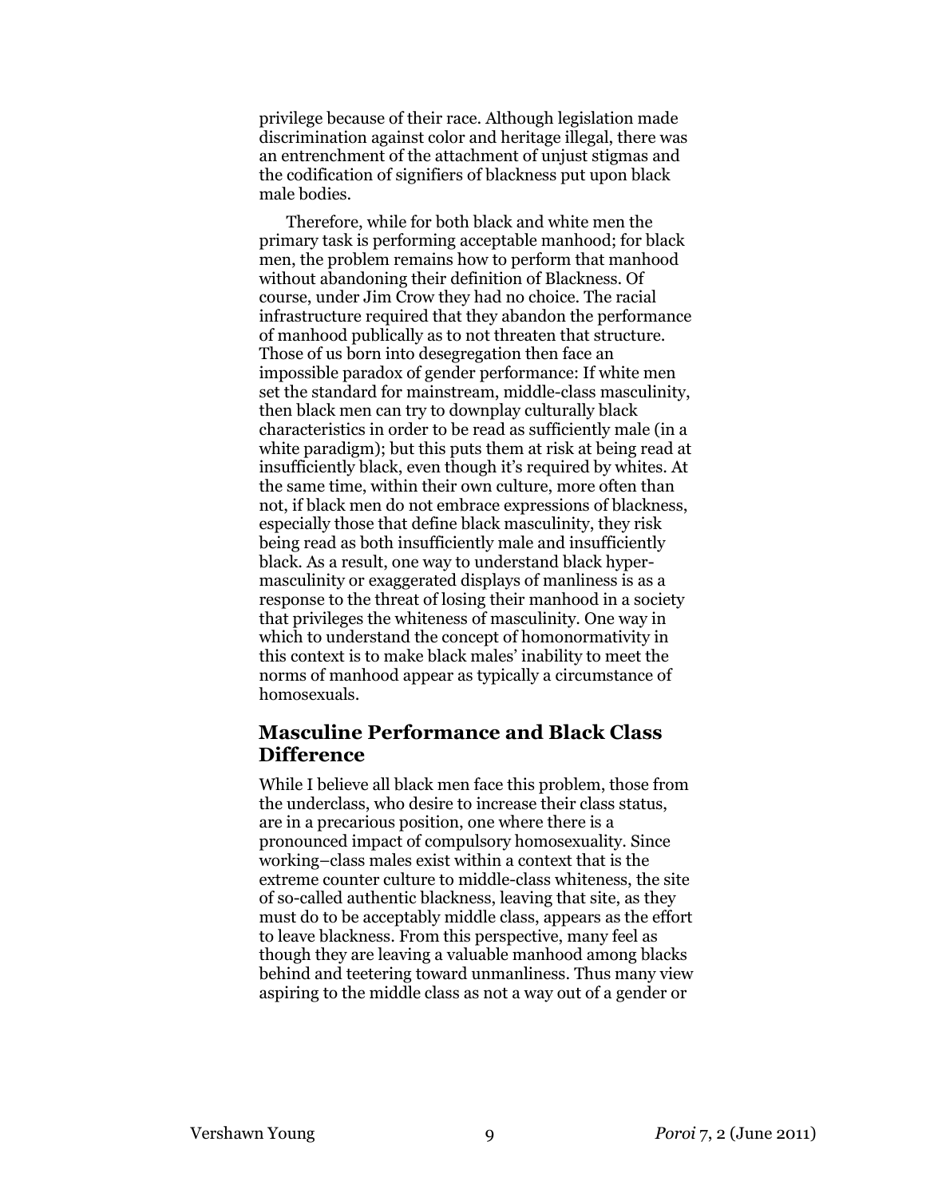privilege because of their race. Although legislation made discrimination against color and heritage illegal, there was an entrenchment of the attachment of unjust stigmas and the codification of signifiers of blackness put upon black male bodies.

Therefore, while for both black and white men the primary task is performing acceptable manhood; for black men, the problem remains how to perform that manhood without abandoning their definition of Blackness. Of course, under Jim Crow they had no choice. The racial infrastructure required that they abandon the performance of manhood publically as to not threaten that structure. Those of us born into desegregation then face an impossible paradox of gender performance: If white men set the standard for mainstream, middle-class masculinity, then black men can try to downplay culturally black characteristics in order to be read as sufficiently male (in a white paradigm); but this puts them at risk at being read at insufficiently black, even though it's required by whites. At the same time, within their own culture, more often than not, if black men do not embrace expressions of blackness, especially those that define black masculinity, they risk being read as both insufficiently male and insufficiently black. As a result, one way to understand black hyper-masculinity or exaggerated displays of manliness is as a response to the threat of losing their manhood in a society that privileges the whiteness of masculinity. One way in which to understand the concept of homonormativity in this context is to make black males' inability to meet the norms of manhood appear as typically a circumstance of homosexuals.

## Masculine Performance and Black Class Difference

While I believe all black men face this problem, those from the underclass, who desire to increase their class status, are in a precarious position, one where there is a pronounced impact of compulsory homosexuality. Since working–class males exist within a context that is the extreme counter culture to middle-class whiteness, the site of so-called authentic blackness, leaving that site, as they must do to be acceptably middle class, appears as the effort to leave blackness. From this perspective, many feel as though they are leaving a valuable manhood among blacks behind and teetering toward unmanliness. Thus many view aspiring to the middle class as not a way out of a gender or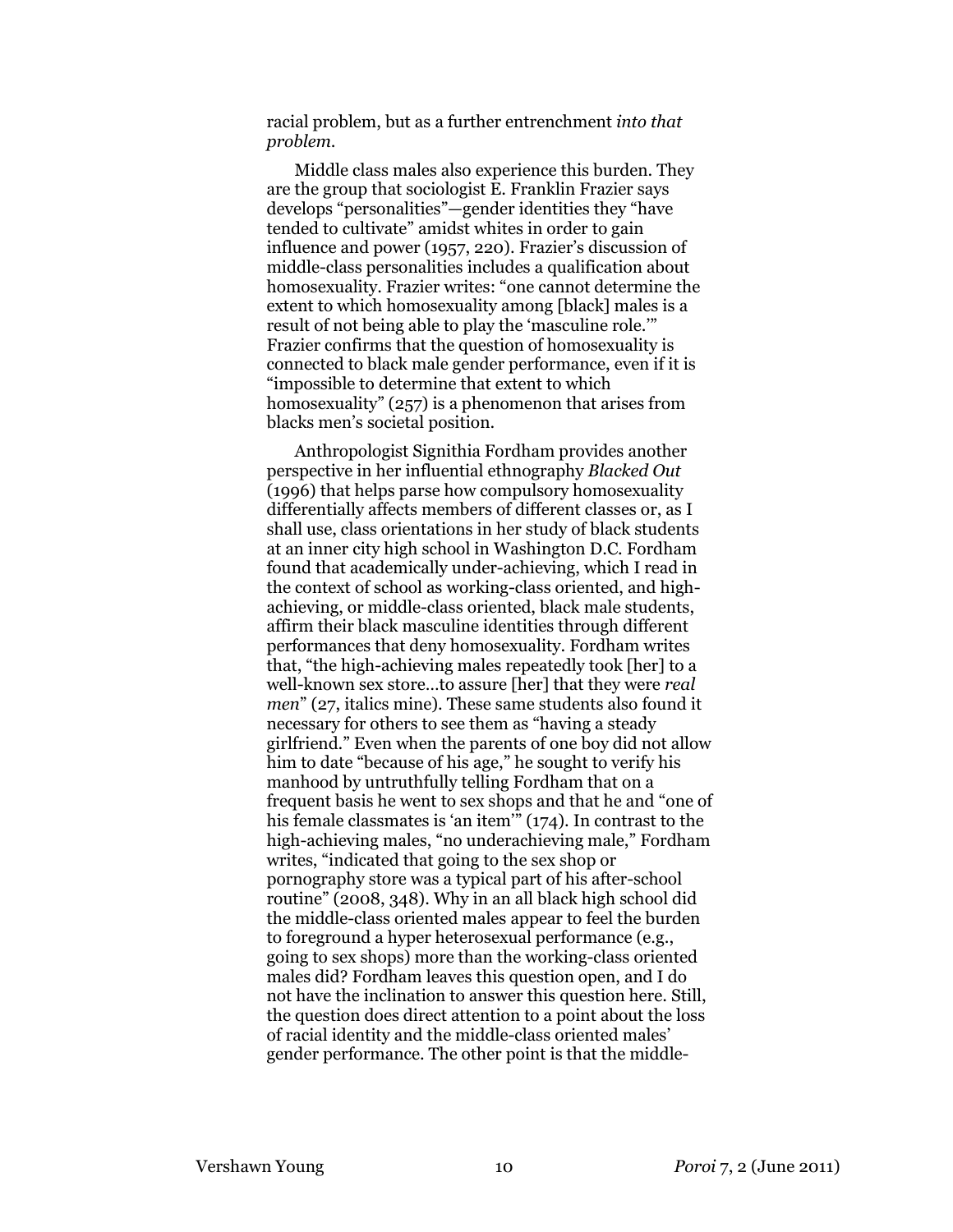racial problem, but as a further entrenchment *into that problem*.

Middle class males also experience this burden. They are the group that sociologist E. Franklin Frazier says develops "personalities"—gender identities they "have tended to cultivate" amidst whites in order to gain influence and power (1957, 220). Frazier's discussion of middle-class personalities includes a qualification about homosexuality. Frazier writes: "one cannot determine the extent to which homosexuality among [black] males is a result of not being able to play the 'masculine role.'" Frazier confirms that the question of homosexuality is connected to black male gender performance, even if it is "impossible to determine that extent to which homosexuality" (257) is a phenomenon that arises from blacks men's societal position.

Anthropologist Signithia Fordham provides another perspective in her influential ethnography *Blacked Out* (1996) that helps parse how compulsory homosexuality differentially affects members of different classes or, as I shall use, class orientations in her study of black students at an inner city high school in Washington D.C. Fordham found that academically under-achieving, which I read in the context of school as working-class oriented, and high-achieving, or middle-class oriented, black male students, affirm their black masculine identities through different performances that deny homosexuality. Fordham writes that, "the high-achieving males repeatedly took [her] to a well-known sex store…to assure [her] that they were *real men*" (27, italics mine). These same students also found it necessary for others to see them as "having a steady girlfriend." Even when the parents of one boy did not allow him to date "because of his age," he sought to verify his manhood by untruthfully telling Fordham that on a frequent basis he went to sex shops and that he and "one of his female classmates is 'an item'" (174). In contrast to the high-achieving males, "no underachieving male," Fordham writes, "indicated that going to the sex shop or pornography store was a typical part of his after-school routine" (2008, 348). Why in an all black high school did the middle-class oriented males appear to feel the burden to foreground a hyper heterosexual performance (e.g., going to sex shops) more than the working-class oriented males did? Fordham leaves this question open, and I do not have the inclination to answer this question here. Still, the question does direct attention to a point about the loss of racial identity and the middle-class oriented males' gender performance. The other point is that the middle-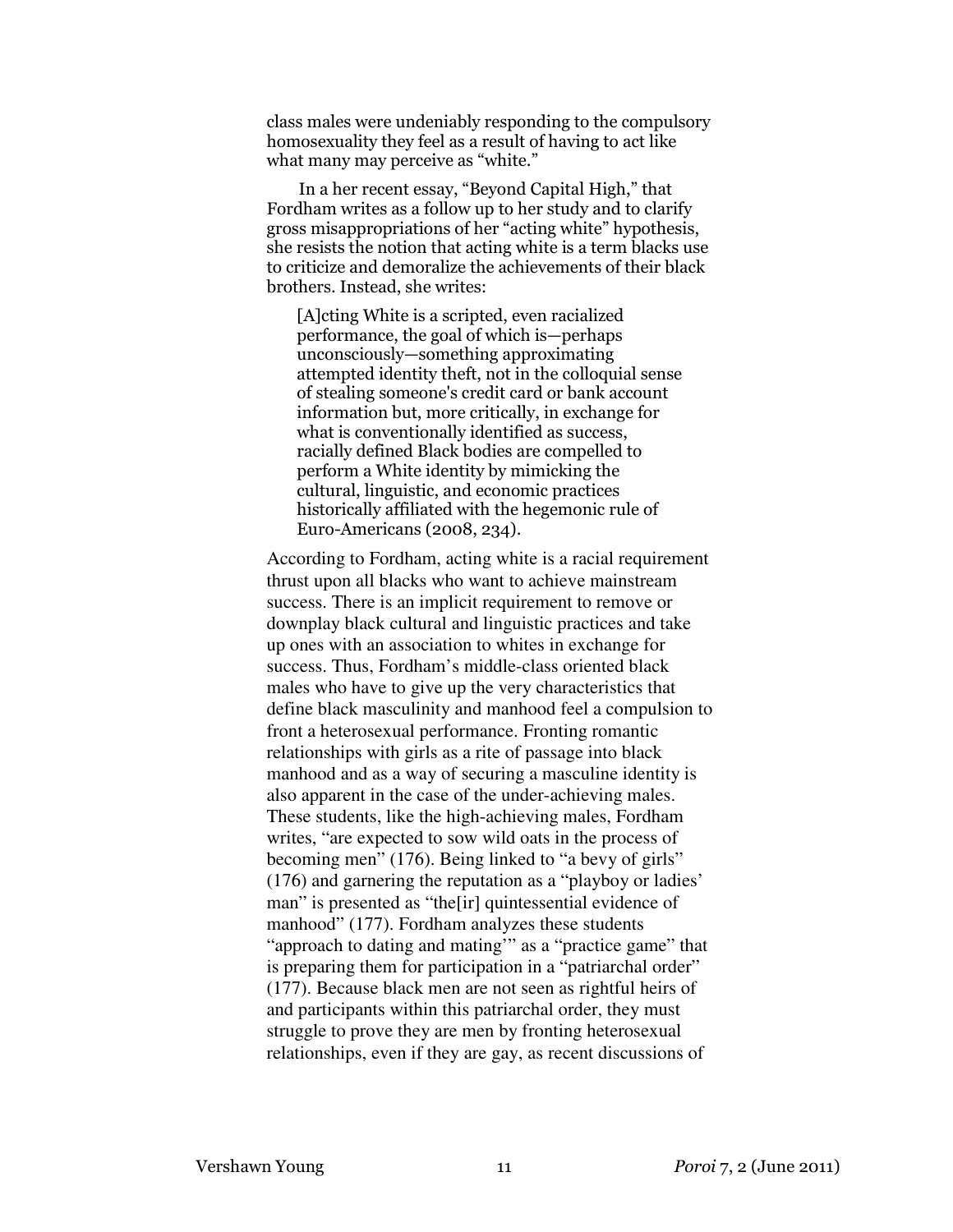class males were undeniably responding to the compulsory homosexuality they feel as a result of having to act like what many may perceive as "white."

In a her recent essay, "Beyond Capital High," that Fordham writes as a follow up to her study and to clarify gross misappropriations of her "acting white" hypothesis, she resists the notion that acting white is a term blacks use to criticize and demoralize the achievements of their black brothers. Instead, she writes:

> [A]cting White is a scripted, even racialized performance, the goal of which is—perhaps unconsciously—something approximating attempted identity theft, not in the colloquial sense of stealing someone's credit card or bank account information but, more critically, in exchange for what is conventionally identified as success, racially defined Black bodies are compelled to perform a White identity by mimicking the cultural, linguistic, and economic practices historically affiliated with the hegemonic rule of Euro-Americans (2008, 234).

According to Fordham, acting white is a racial requirement thrust upon all blacks who want to achieve mainstream success. There is an implicit requirement to remove or downplay black cultural and linguistic practices and take up ones with an association to whites in exchange for success. Thus, Fordham's middle-class oriented black males who have to give up the very characteristics that define black masculinity and manhood feel a compulsion to front a heterosexual performance. Fronting romantic relationships with girls as a rite of passage into black manhood and as a way of securing a masculine identity is also apparent in the case of the under-achieving males. These students, like the high-achieving males, Fordham writes, "are expected to sow wild oats in the process of becoming men" (176). Being linked to "a bevy of girls" (176) and garnering the reputation as a "playboy or ladies' man" is presented as "the[ir] quintessential evidence of manhood" (177). Fordham analyzes these students "approach to dating and mating'" as a "practice game" that is preparing them for participation in a "patriarchal order" (177). Because black men are not seen as rightful heirs of and participants within this patriarchal order, they must struggle to prove they are men by fronting heterosexual relationships, even if they are gay, as recent discussions of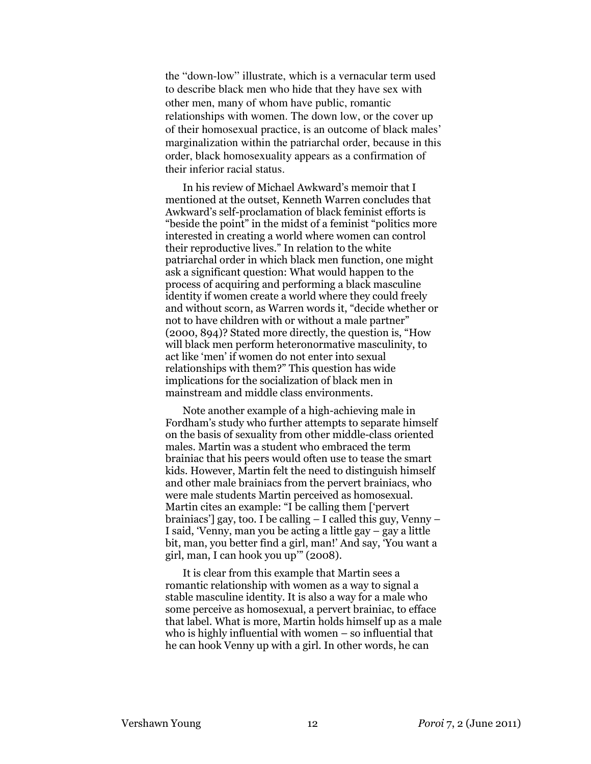the "down-low" illustrate, which is a vernacular term used to describe black men who hide that they have sex with other men, many of whom have public, romantic relationships with women. The down low, or the cover up of their homosexual practice, is an outcome of black males' marginalization within the patriarchal order, because in this order, black homosexuality appears as a confirmation of their inferior racial status.

In his review of Michael Awkward's memoir that I mentioned at the outset, Kenneth Warren concludes that Awkward's self-proclamation of black feminist efforts is "beside the point" in the midst of a feminist "politics more interested in creating a world where women can control their reproductive lives." In relation to the white patriarchal order in which black men function, one might ask a significant question: What would happen to the process of acquiring and performing a black masculine identity if women create a world where they could freely and without scorn, as Warren words it, "decide whether or not to have children with or without a male partner" (2000, 894)? Stated more directly, the question is, "How will black men perform heteronormative masculinity, to act like 'men' if women do not enter into sexual relationships with them?" This question has wide implications for the socialization of black men in mainstream and middle class environments.

Note another example of a high-achieving male in Fordham's study who further attempts to separate himself on the basis of sexuality from other middle-class oriented males. Martin was a student who embraced the term brainiac that his peers would often use to tease the smart kids. However, Martin felt the need to distinguish himself and other male brainiacs from the pervert brainiacs, who were male students Martin perceived as homosexual. Martin cites an example: "I be calling them ['pervert brainiacs'] gay, too. I be calling – I called this guy, Venny – I said, 'Venny, man you be acting a little gay – gay a little bit, man, you better find a girl, man!' And say, 'You want a girl, man, I can hook you up'" (2008).

It is clear from this example that Martin sees a romantic relationship with women as a way to signal a stable masculine identity. It is also a way for a male who some perceive as homosexual, a pervert brainiac, to efface that label. What is more, Martin holds himself up as a male who is highly influential with women – so influential that he can hook Venny up with a girl. In other words, he can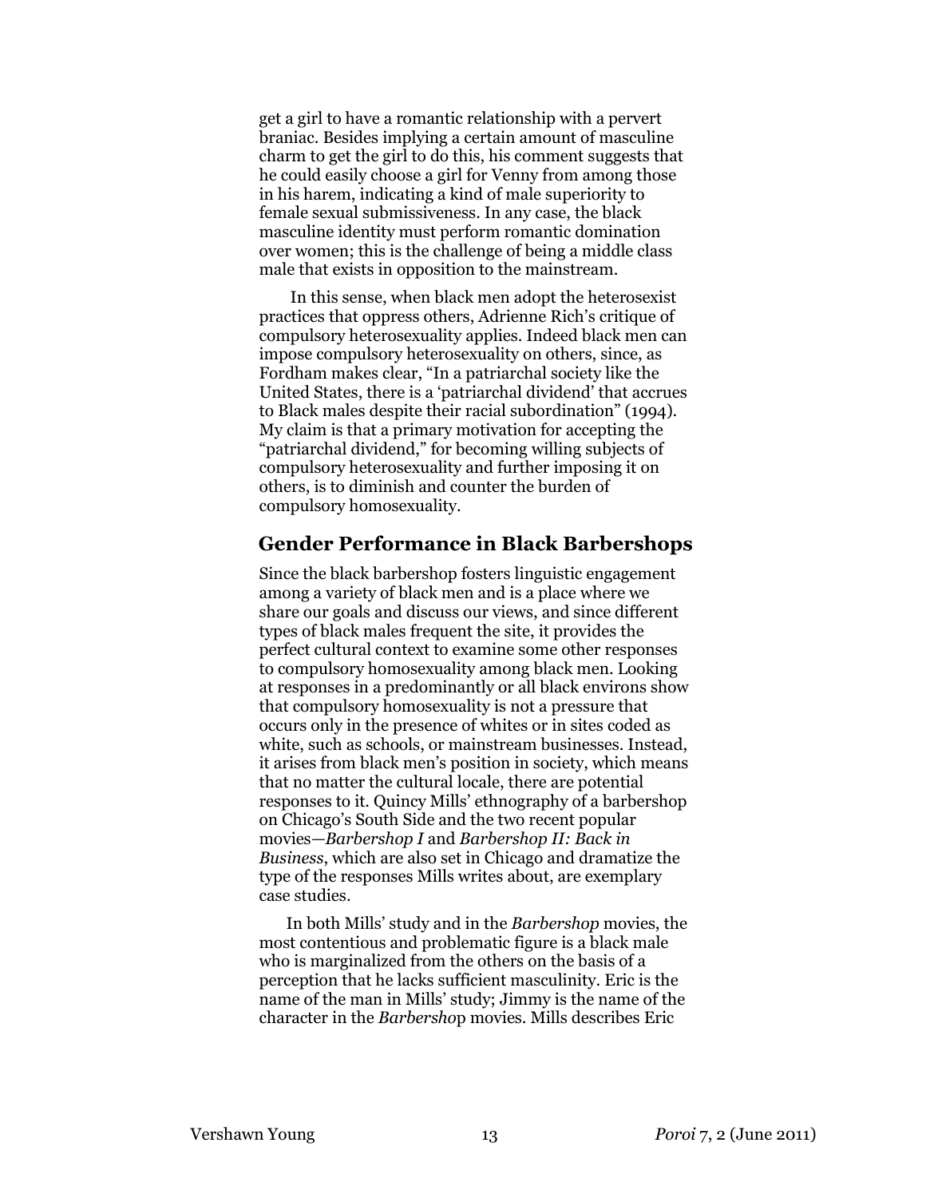get a girl to have a romantic relationship with a pervert braniac. Besides implying a certain amount of masculine charm to get the girl to do this, his comment suggests that he could easily choose a girl for Venny from among those in his harem, indicating a kind of male superiority to female sexual submissiveness. In any case, the black masculine identity must perform romantic domination over women; this is the challenge of being a middle class male that exists in opposition to the mainstream.

In this sense, when black men adopt the heterosexist practices that oppress others, Adrienne Rich's critique of compulsory heterosexuality applies. Indeed black men can impose compulsory heterosexuality on others, since, as Fordham makes clear, "In a patriarchal society like the United States, there is a 'patriarchal dividend' that accrues to Black males despite their racial subordination" (1994). My claim is that a primary motivation for accepting the "patriarchal dividend," for becoming willing subjects of compulsory heterosexuality and further imposing it on others, is to diminish and counter the burden of compulsory homosexuality.

## Gender Performance in Black Barbershops

Since the black barbershop fosters linguistic engagement among a variety of black men and is a place where we share our goals and discuss our views, and since different types of black males frequent the site, it provides the perfect cultural context to examine some other responses to compulsory homosexuality among black men. Looking at responses in a predominantly or all black environs show that compulsory homosexuality is not a pressure that occurs only in the presence of whites or in sites coded as white, such as schools, or mainstream businesses. Instead, it arises from black men's position in society, which means that no matter the cultural locale, there are potential responses to it. Quincy Mills' ethnography of a barbershop on Chicago's South Side and the two recent popular movies—*Barbershop I* and *Barbershop II: Back in Business*, which are also set in Chicago and dramatize the type of the responses Mills writes about, are exemplary case studies.

In both Mills' study and in the *Barbershop* movies, the most contentious and problematic figure is a black male who is marginalized from the others on the basis of a perception that he lacks sufficient masculinity. Eric is the name of the man in Mills' study; Jimmy is the name of the character in the *Barbershop* movies. Mills describes Eric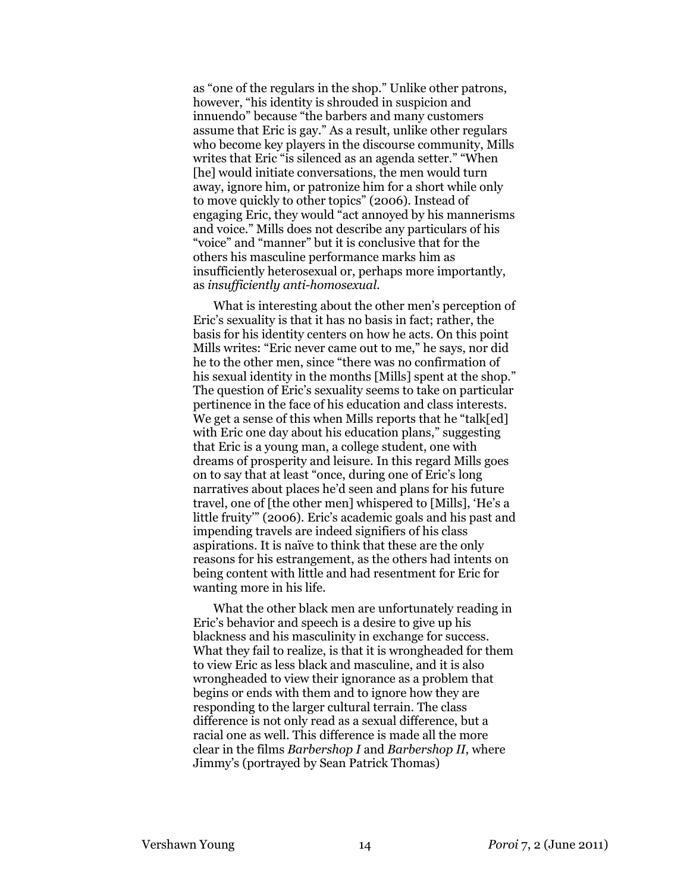as "one of the regulars in the shop." Unlike other patrons, however, "his identity is shrouded in suspicion and innuendo" because "the barbers and many customers assume that Eric is gay." As a result, unlike other regulars who become key players in the discourse community, Mills writes that Eric "is silenced as an agenda setter." "When [he] would initiate conversations, the men would turn away, ignore him, or patronize him for a short while only to move quickly to other topics" (2006). Instead of engaging Eric, they would "act annoyed by his mannerisms and voice." Mills does not describe any particulars of his "voice" and "manner" but it is conclusive that for the others his masculine performance marks him as insufficiently heterosexual or, perhaps more importantly, as *insufficiently anti-homosexual*.

What is interesting about the other men's perception of Eric's sexuality is that it has no basis in fact; rather, the basis for his identity centers on how he acts. On this point Mills writes: "Eric never came out to me," he says, nor did he to the other men, since "there was no confirmation of his sexual identity in the months [Mills] spent at the shop." The question of Eric's sexuality seems to take on particular pertinence in the face of his education and class interests. We get a sense of this when Mills reports that he "talk[ed] with Eric one day about his education plans," suggesting that Eric is a young man, a college student, one with dreams of prosperity and leisure. In this regard Mills goes on to say that at least "once, during one of Eric's long narratives about places he'd seen and plans for his future travel, one of [the other men] whispered to [Mills], 'He's a little fruity'" (2006). Eric's academic goals and his past and impending travels are indeed signifiers of his class aspirations. It is naïve to think that these are the only reasons for his estrangement, as the others had intents on being content with little and had resentment for Eric for wanting more in his life.

What the other black men are unfortunately reading in Eric's behavior and speech is a desire to give up his blackness and his masculinity in exchange for success. What they fail to realize, is that it is wrongheaded for them to view Eric as less black and masculine, and it is also wrongheaded to view their ignorance as a problem that begins or ends with them and to ignore how they are responding to the larger cultural terrain. The class difference is not only read as a sexual difference, but a racial one as well. This difference is made all the more clear in the films *Barbershop I* and *Barbershop II*, where Jimmy's (portrayed by Sean Patrick Thomas)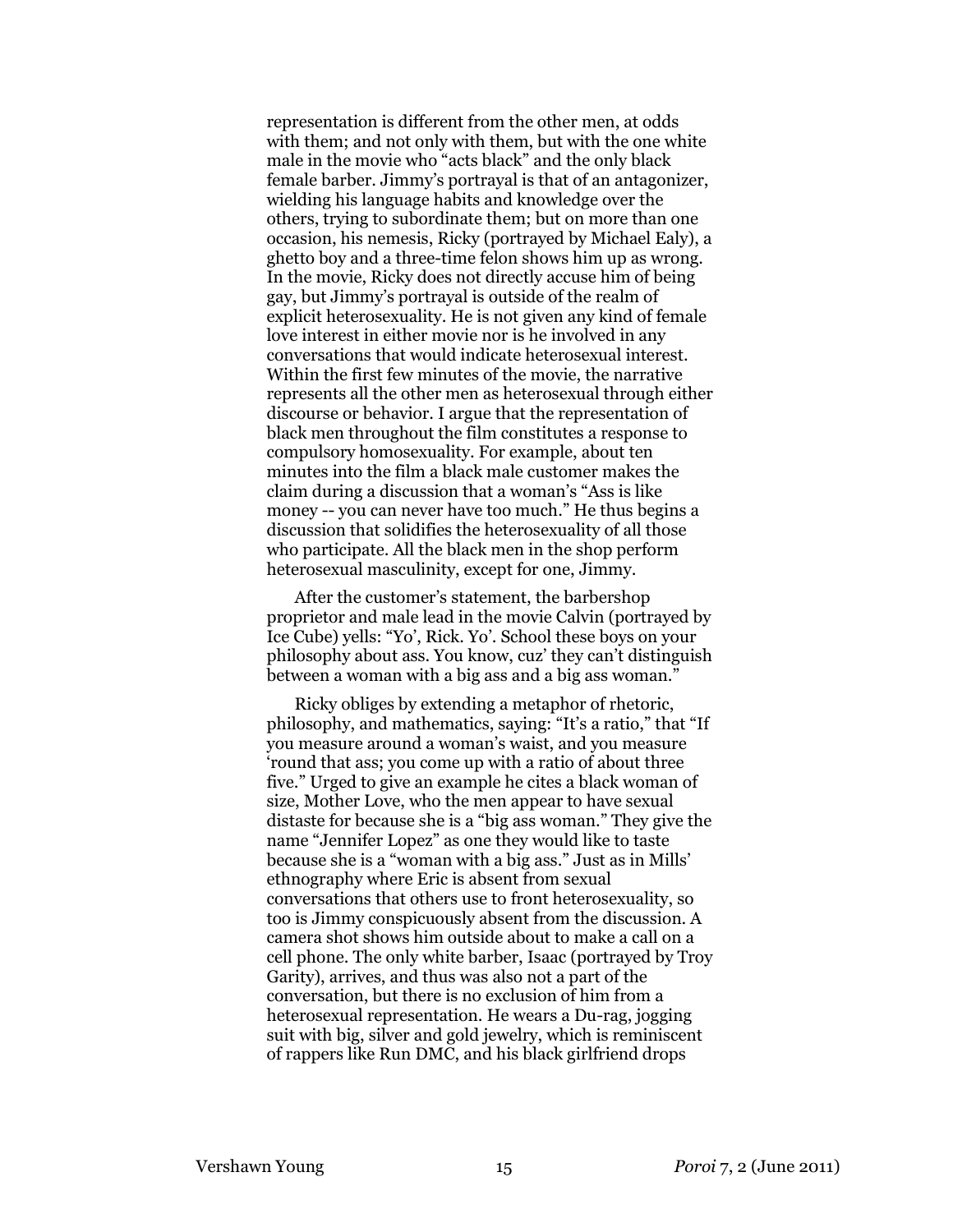representation is different from the other men, at odds with them; and not only with them, but with the one white male in the movie who "acts black" and the only black female barber. Jimmy's portrayal is that of an antagonizer, wielding his language habits and knowledge over the others, trying to subordinate them; but on more than one occasion, his nemesis, Ricky (portrayed by Michael Ealy), a ghetto boy and a three-time felon shows him up as wrong. In the movie, Ricky does not directly accuse him of being gay, but Jimmy's portrayal is outside of the realm of explicit heterosexuality. He is not given any kind of female love interest in either movie nor is he involved in any conversations that would indicate heterosexual interest. Within the first few minutes of the movie, the narrative represents all the other men as heterosexual through either discourse or behavior. I argue that the representation of black men throughout the film constitutes a response to compulsory homosexuality. For example, about ten minutes into the film a black male customer makes the claim during a discussion that a woman's "Ass is like money -- you can never have too much." He thus begins a discussion that solidifies the heterosexuality of all those who participate. All the black men in the shop perform heterosexual masculinity, except for one, Jimmy.

After the customer's statement, the barbershop proprietor and male lead in the movie Calvin (portrayed by Ice Cube) yells: "Yo', Rick. Yo'. School these boys on your philosophy about ass. You know, cuz' they can't distinguish between a woman with a big ass and a big ass woman."

Ricky obliges by extending a metaphor of rhetoric, philosophy, and mathematics, saying: "It's a ratio," that "If you measure around a woman's waist, and you measure 'round that ass; you come up with a ratio of about three five." Urged to give an example he cites a black woman of size, Mother Love, who the men appear to have sexual distaste for because she is a "big ass woman." They give the name "Jennifer Lopez" as one they would like to taste because she is a "woman with a big ass." Just as in Mills' ethnography where Eric is absent from sexual conversations that others use to front heterosexuality, so too is Jimmy conspicuously absent from the discussion. A camera shot shows him outside about to make a call on a cell phone. The only white barber, Isaac (portrayed by Troy Garity), arrives, and thus was also not a part of the conversation, but there is no exclusion of him from a heterosexual representation. He wears a Du-rag, jogging suit with big, silver and gold jewelry, which is reminiscent of rappers like Run DMC, and his black girlfriend drops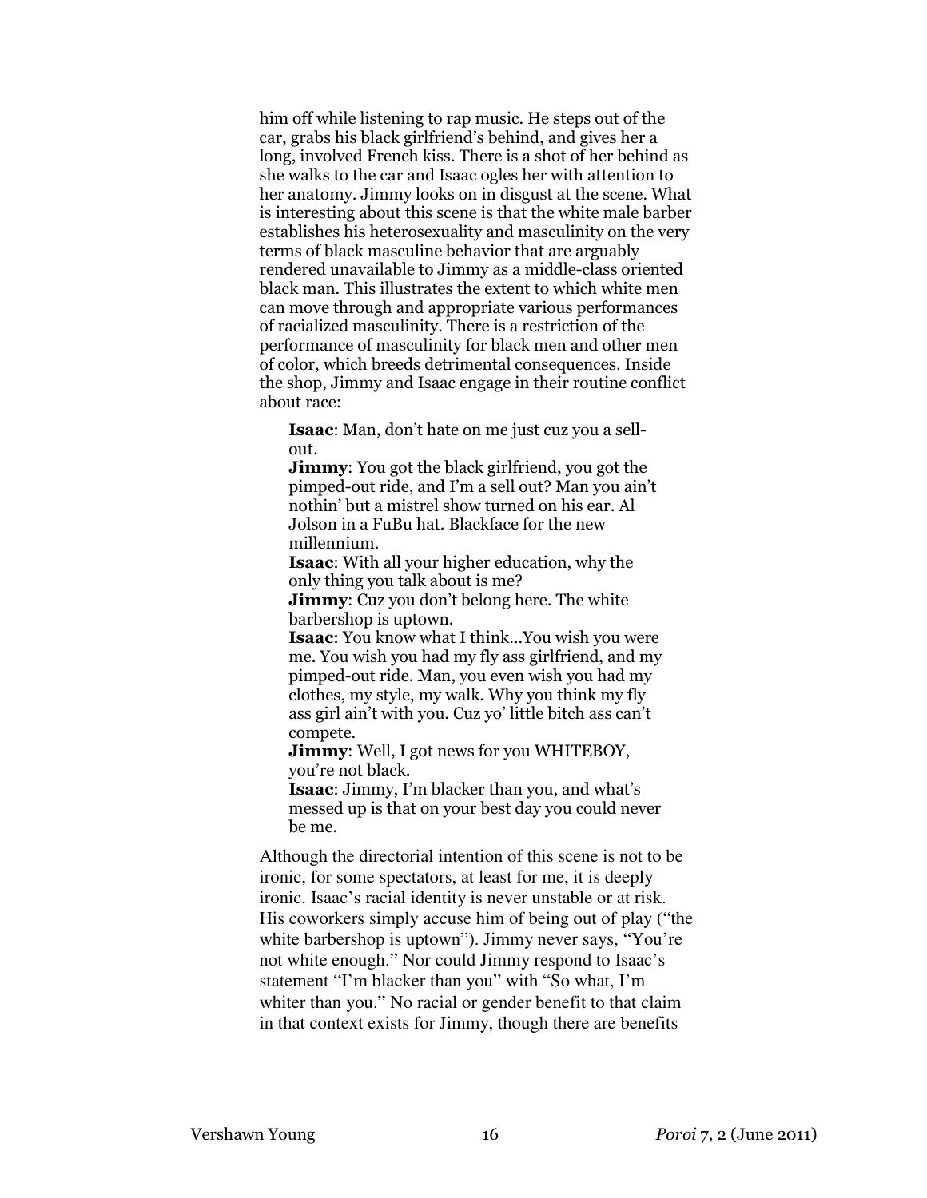him off while listening to rap music. He steps out of the car, grabs his black girlfriend's behind, and gives her a long, involved French kiss. There is a shot of her behind as she walks to the car and Isaac ogles her with attention to her anatomy. Jimmy looks on in disgust at the scene. What is interesting about this scene is that the white male barber establishes his heterosexuality and masculinity on the very terms of black masculine behavior that are arguably rendered unavailable to Jimmy as a middle-class oriented black man. This illustrates the extent to which white men can move through and appropriate various performances of racialized masculinity. There is a restriction of the performance of masculinity for black men and other men of color, which breeds detrimental consequences. Inside the shop, Jimmy and Isaac engage in their routine conflict about race:

> **Isaac**: Man, don't hate on me just cuz you a sell-out.
> **Jimmy**: You got the black girlfriend, you got the pimped-out ride, and I'm a sell out? Man you ain't nothin' but a mistrel show turned on his ear. Al Jolson in a FuBu hat. Blackface for the new millennium.
> **Isaac**: With all your higher education, why the only thing you talk about is me?
> **Jimmy**: Cuz you don't belong here. The white barbershop is uptown.
> **Isaac**: You know what I think…You wish you were me. You wish you had my fly ass girlfriend, and my pimped-out ride. Man, you even wish you had my clothes, my style, my walk. Why you think my fly ass girl ain't with you. Cuz yo' little bitch ass can't compete.
> **Jimmy**: Well, I got news for you WHITEBOY, you're not black.
> **Isaac**: Jimmy, I'm blacker than you, and what's messed up is that on your best day you could never be me.

Although the directorial intention of this scene is not to be ironic, for some spectators, at least for me, it is deeply ironic. Isaac's racial identity is never unstable or at risk. His coworkers simply accuse him of being out of play ("the white barbershop is uptown"). Jimmy never says, "You're not white enough." Nor could Jimmy respond to Isaac's statement "I'm blacker than you" with "So what, I'm whiter than you." No racial or gender benefit to that claim in that context exists for Jimmy, though there are benefits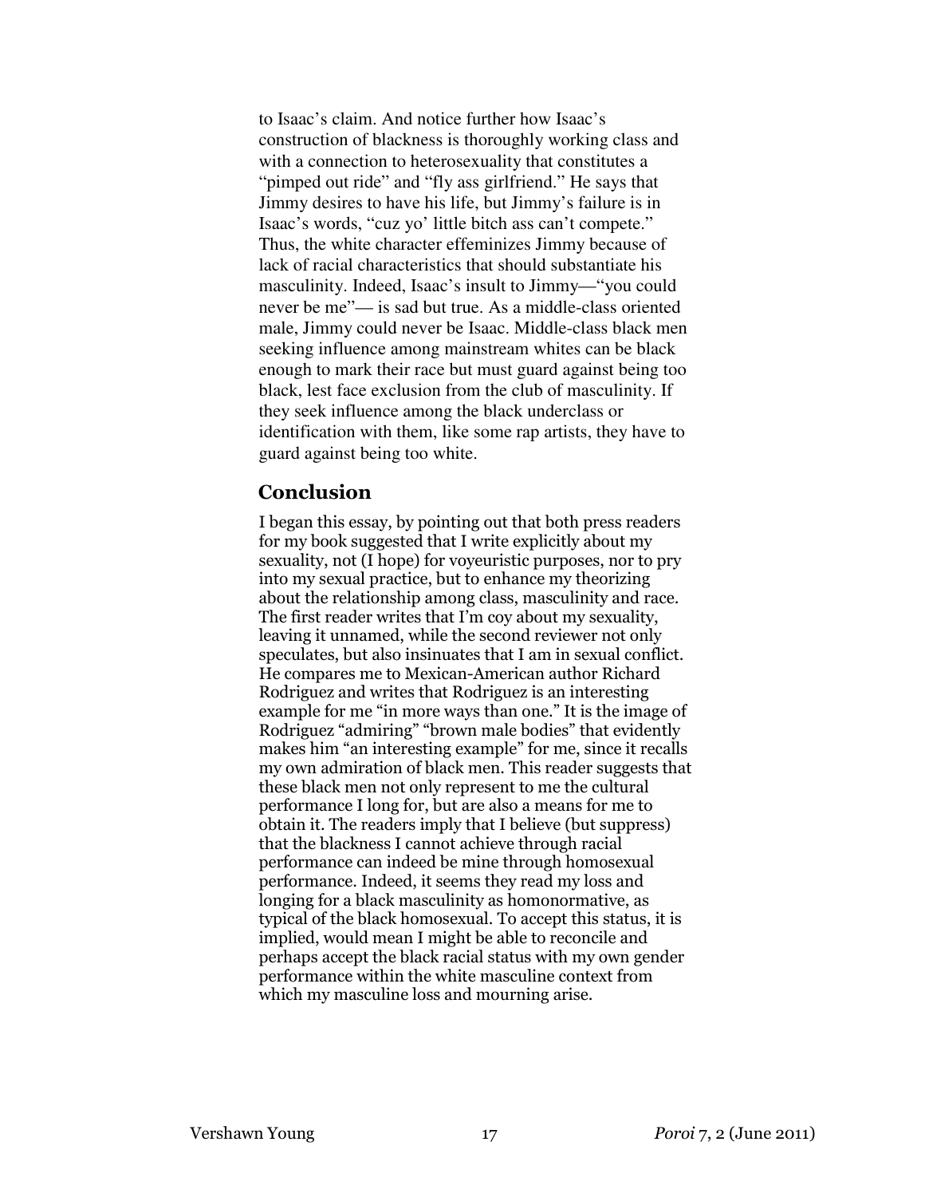to Isaac's claim. And notice further how Isaac's construction of blackness is thoroughly working class and with a connection to heterosexuality that constitutes a "pimped out ride" and "fly ass girlfriend." He says that Jimmy desires to have his life, but Jimmy's failure is in Isaac's words, "cuz yo' little bitch ass can't compete." Thus, the white character effeminizes Jimmy because of lack of racial characteristics that should substantiate his masculinity. Indeed, Isaac's insult to Jimmy—"you could never be me"— is sad but true. As a middle-class oriented male, Jimmy could never be Isaac. Middle-class black men seeking influence among mainstream whites can be black enough to mark their race but must guard against being too black, lest face exclusion from the club of masculinity. If they seek influence among the black underclass or identification with them, like some rap artists, they have to guard against being too white.

## Conclusion

I began this essay, by pointing out that both press readers for my book suggested that I write explicitly about my sexuality, not (I hope) for voyeuristic purposes, nor to pry into my sexual practice, but to enhance my theorizing about the relationship among class, masculinity and race. The first reader writes that I'm coy about my sexuality, leaving it unnamed, while the second reviewer not only speculates, but also insinuates that I am in sexual conflict. He compares me to Mexican-American author Richard Rodriguez and writes that Rodriguez is an interesting example for me "in more ways than one." It is the image of Rodriguez "admiring" "brown male bodies" that evidently makes him "an interesting example" for me, since it recalls my own admiration of black men. This reader suggests that these black men not only represent to me the cultural performance I long for, but are also a means for me to obtain it. The readers imply that I believe (but suppress) that the blackness I cannot achieve through racial performance can indeed be mine through homosexual performance. Indeed, it seems they read my loss and longing for a black masculinity as homonormative, as typical of the black homosexual. To accept this status, it is implied, would mean I might be able to reconcile and perhaps accept the black racial status with my own gender performance within the white masculine context from which my masculine loss and mourning arise.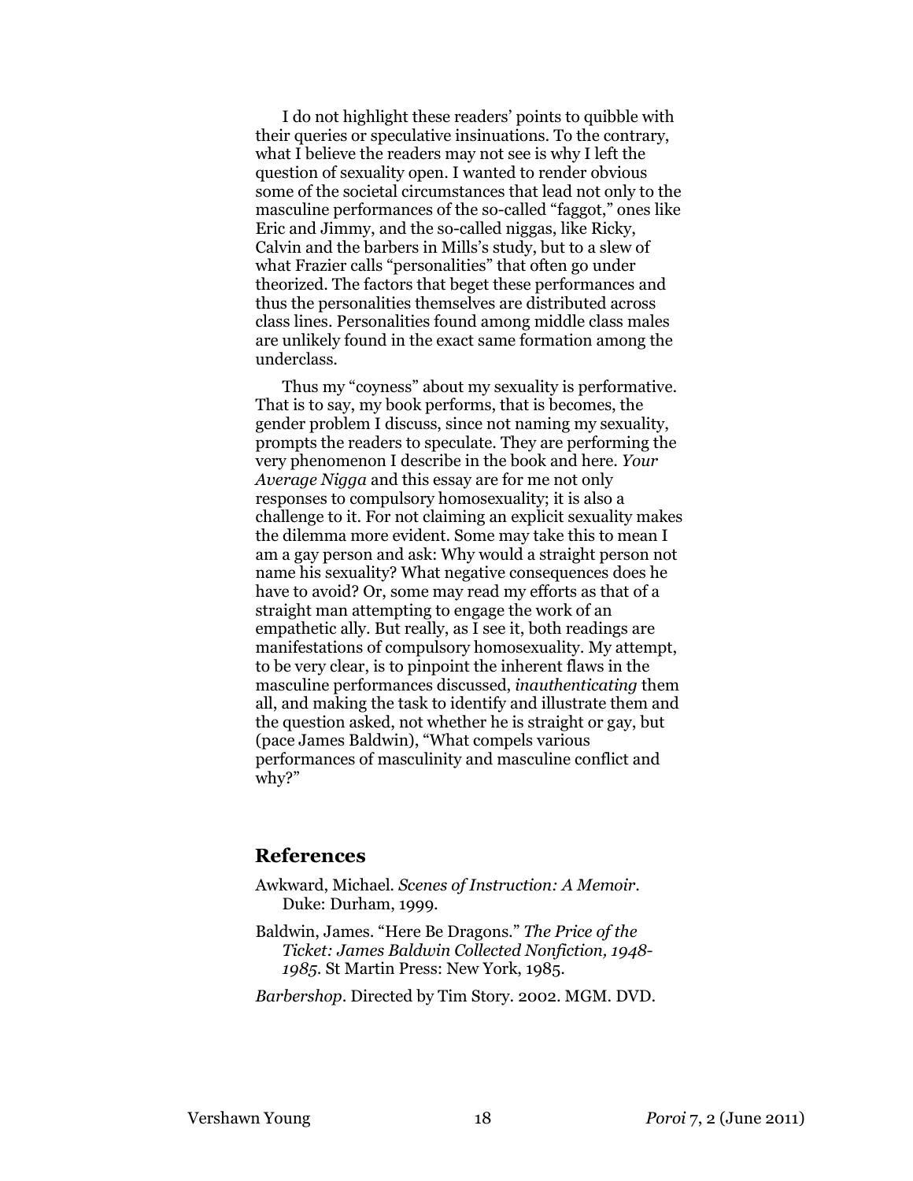I do not highlight these readers' points to quibble with their queries or speculative insinuations. To the contrary, what I believe the readers may not see is why I left the question of sexuality open. I wanted to render obvious some of the societal circumstances that lead not only to the masculine performances of the so-called "faggot," ones like Eric and Jimmy, and the so-called niggas, like Ricky, Calvin and the barbers in Mills's study, but to a slew of what Frazier calls "personalities" that often go under theorized. The factors that beget these performances and thus the personalities themselves are distributed across class lines. Personalities found among middle class males are unlikely found in the exact same formation among the underclass.

Thus my "coyness" about my sexuality is performative. That is to say, my book performs, that is becomes, the gender problem I discuss, since not naming my sexuality, prompts the readers to speculate. They are performing the very phenomenon I describe in the book and here. *Your Average Nigga* and this essay are for me not only responses to compulsory homosexuality; it is also a challenge to it. For not claiming an explicit sexuality makes the dilemma more evident. Some may take this to mean I am a gay person and ask: Why would a straight person not name his sexuality? What negative consequences does he have to avoid? Or, some may read my efforts as that of a straight man attempting to engage the work of an empathetic ally. But really, as I see it, both readings are manifestations of compulsory homosexuality. My attempt, to be very clear, is to pinpoint the inherent flaws in the masculine performances discussed, *inauthenticating* them all, and making the task to identify and illustrate them and the question asked, not whether he is straight or gay, but (pace James Baldwin), "What compels various performances of masculinity and masculine conflict and why?"

## References

Awkward, Michael. *Scenes of Instruction: A Memoir*. Duke: Durham, 1999.

Baldwin, James. "Here Be Dragons." *The Price of the Ticket: James Baldwin Collected Nonfiction, 1948-1985*. St Martin Press: New York, 1985.

*Barbershop*. Directed by Tim Story. 2002. MGM. DVD.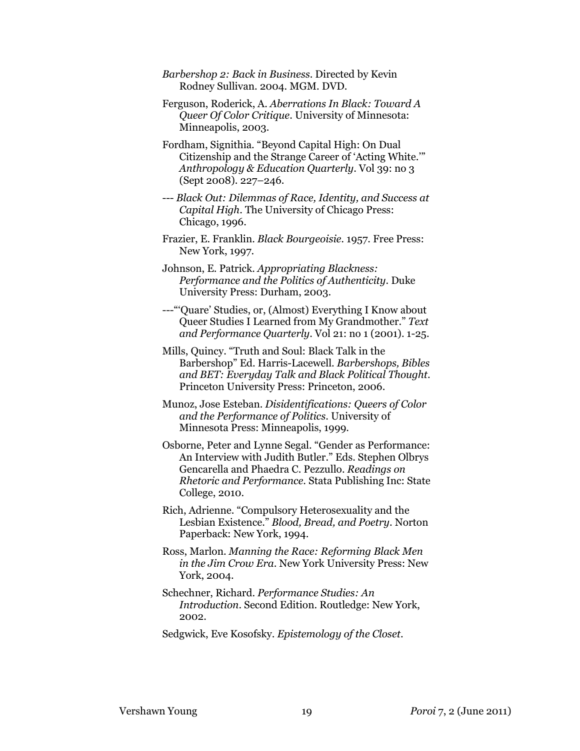*Barbershop 2: Back in Business*. Directed by Kevin Rodney Sullivan. 2004. MGM. DVD.

Ferguson, Roderick, A. *Aberrations In Black: Toward A Queer Of Color Critique*. University of Minnesota: Minneapolis, 2003.

Fordham, Signithia. "Beyond Capital High: On Dual Citizenship and the Strange Career of 'Acting White.'" *Anthropology & Education Quarterly*. Vol 39: no 3 (Sept 2008). 227–246.

--- *Black Out: Dilemmas of Race, Identity, and Success at Capital High*. The University of Chicago Press: Chicago, 1996.

Frazier, E. Franklin. *Black Bourgeoisie*. 1957. Free Press: New York, 1997.

Johnson, E. Patrick. *Appropriating Blackness: Performance and the Politics of Authenticity*. Duke University Press: Durham, 2003.

---"'Quare' Studies, or, (Almost) Everything I Know about Queer Studies I Learned from My Grandmother." *Text and Performance Quarterly*. Vol 21: no 1 (2001). 1-25.

Mills, Quincy. "Truth and Soul: Black Talk in the Barbershop" Ed. Harris-Lacewell. *Barbershops, Bibles and BET: Everyday Talk and Black Political Thought*. Princeton University Press: Princeton, 2006.

Munoz, Jose Esteban. *Disidentifications: Queers of Color and the Performance of Politics*. University of Minnesota Press: Minneapolis, 1999.

Osborne, Peter and Lynne Segal. "Gender as Performance: An Interview with Judith Butler." Eds. Stephen Olbrys Gencarella and Phaedra C. Pezzullo. *Readings on Rhetoric and Performance*. Stata Publishing Inc: State College, 2010.

Rich, Adrienne. "Compulsory Heterosexuality and the Lesbian Existence." *Blood, Bread, and Poetry*. Norton Paperback: New York, 1994.

Ross, Marlon. *Manning the Race: Reforming Black Men in the Jim Crow Era*. New York University Press: New York, 2004.

Schechner, Richard. *Performance Studies: An Introduction*. Second Edition. Routledge: New York, 2002.

Sedgwick, Eve Kosofsky. *Epistemology of the Closet*.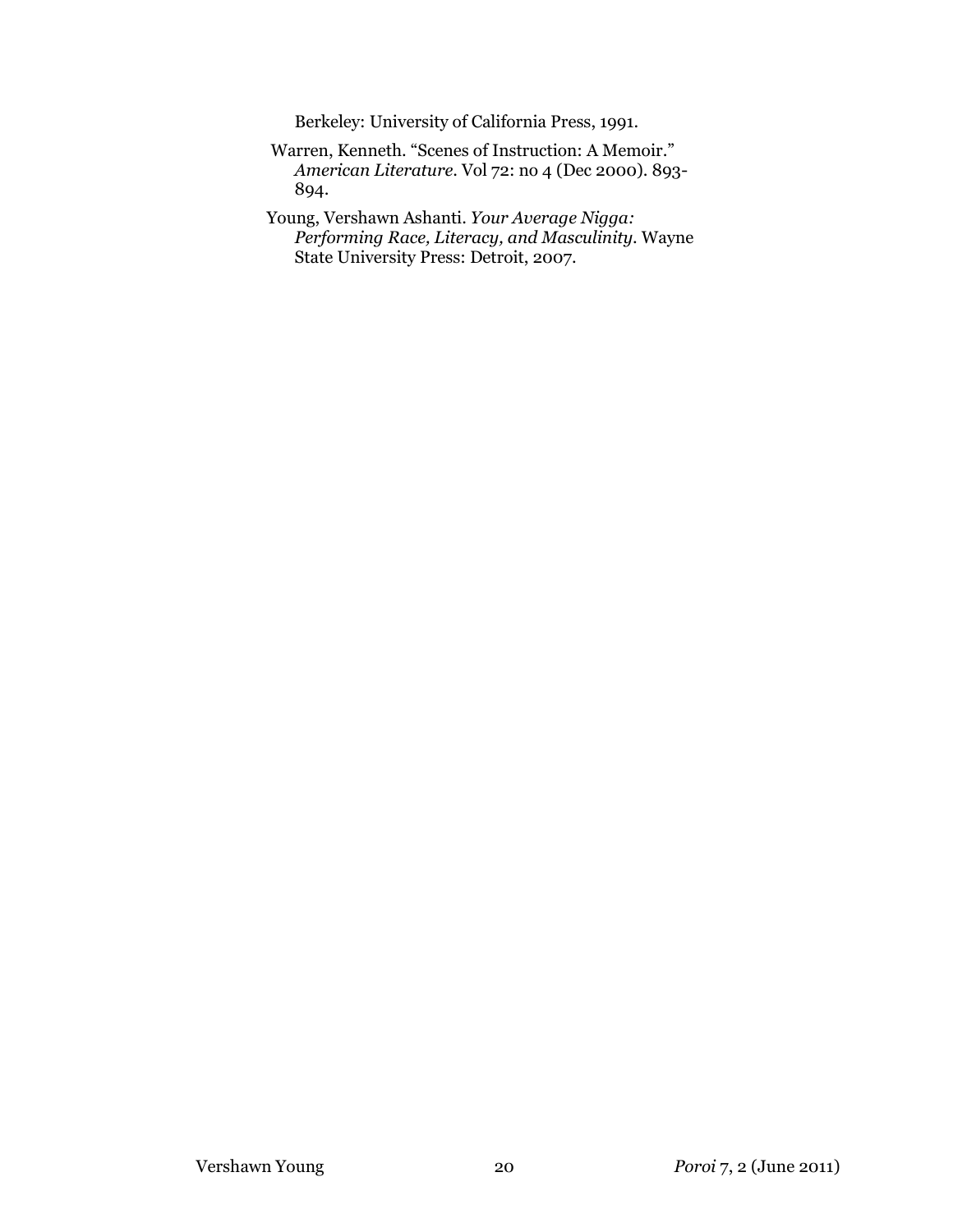Berkeley: University of California Press, 1991.

Warren, Kenneth. "Scenes of Instruction: A Memoir." *American Literature*. Vol 72: no 4 (Dec 2000). 893-894.

Young, Vershawn Ashanti. *Your Average Nigga: Performing Race, Literacy, and Masculinity*. Wayne State University Press: Detroit, 2007.